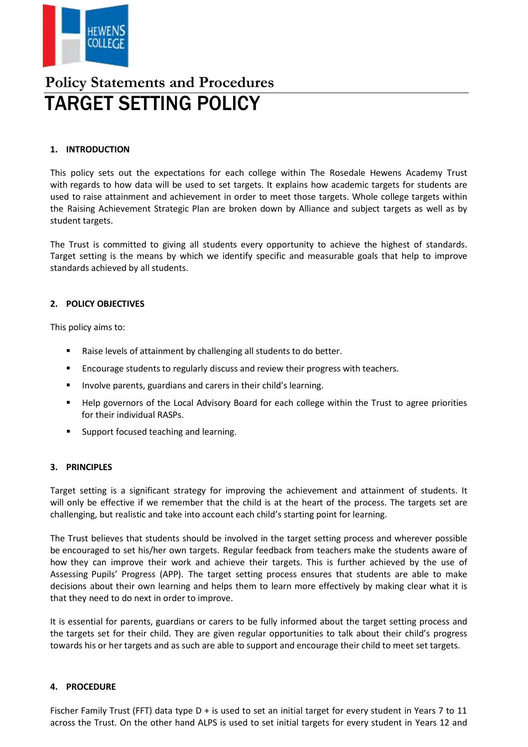# Policy Statements and Procedures

# TARGET SETTING POLICY

## 1. INTRODUCTION

This policy sets out the expectations for each college within The Rosedale Hewens Academy Trust with regards to how data will be used to set targets. It explains how academic targets for students are used to raise attainment and achievement in order to meet those targets. Whole college targets within the Raising Achievement Strategic Plan are broken down by Alliance and subject targets as well as by student targets.

The Trust is committed to giving all students every opportunity to achieve the highest of standards. Target setting is the means by which we identify specific and measurable goals that help to improve standards achieved by all students.

## 2. POLICY OBJECTIVES

This policy aims to:

- Raise levels of attainment by challenging all students to do better.
- Encourage students to regularly discuss and review their progress with teachers.
- Involve parents, guardians and carers in their child's learning.
- Help governors of the Local Advisory Board for each college within the Trust to agree priorities for their individual RASPs.
- Support focused teaching and learning.

## 3. PRINCIPLES

Target setting is a significant strategy for improving the achievement and attainment of students. It will only be effective if we remember that the child is at the heart of the process. The targets set are challenging, but realistic and take into account each child's starting point for learning.

The Trust believes that students should be involved in the target setting process and wherever possible be encouraged to set his/her own targets. Regular feedback from teachers make the students aware of how they can improve their work and achieve their targets. This is further achieved by the use of Assessing Pupils' Progress (APP). The target setting process ensures that students are able to make decisions about their own learning and helps them to learn more effectively by making clear what it is that they need to do next in order to improve.

It is essential for parents, guardians or carers to be fully informed about the target setting process and the targets set for their child. They are given regular opportunities to talk about their child's progress towards his or her targets and as such are able to support and encourage their child to meet set targets.

## 4. PROCEDURE

Fischer Family Trust (FFT) data type D + is used to set an initial target for every student in Years 7 to 11 across the Trust. On the other hand ALPS is used to set initial targets for every student in Years 12 and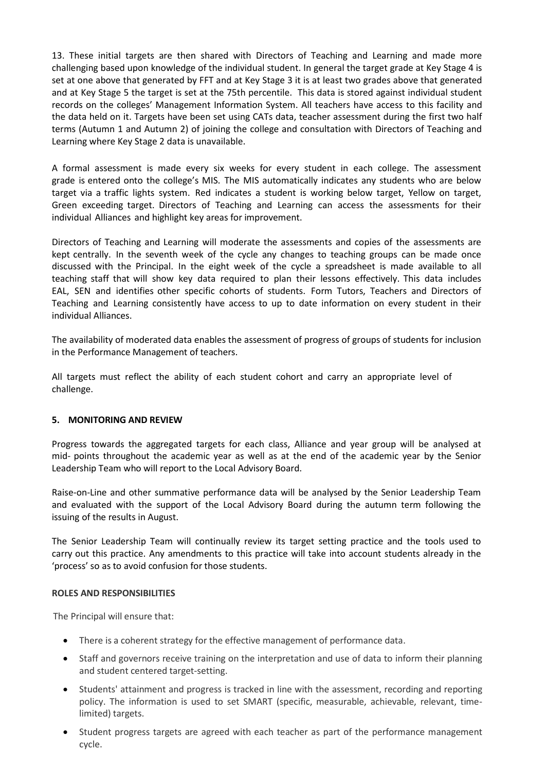13. These initial targets are then shared with Directors of Teaching and Learning and made more challenging based upon knowledge of the individual student. In general the target grade at Key Stage 4 is set at one above that generated by FFT and at Key Stage 3 it is at least two grades above that generated and at Key Stage 5 the target is set at the 75th percentile. This data is stored against individual student records on the colleges' Management Information System. All teachers have access to this facility and the data held on it. Targets have been set using CATs data, teacher assessment during the first two half terms (Autumn 1 and Autumn 2) of joining the college and consultation with Directors of Teaching and Learning where Key Stage 2 data is unavailable.

A formal assessment is made every six weeks for every student in each college. The assessment grade is entered onto the college's MIS. The MIS automatically indicates any students who are below target via a traffic lights system. Red indicates a student is working below target, Yellow on target, Green exceeding target. Directors of Teaching and Learning can access the assessments for their individual Alliances and highlight key areas for improvement.

Directors of Teaching and Learning will moderate the assessments and copies of the assessments are kept centrally. In the seventh week of the cycle any changes to teaching groups can be made once discussed with the Principal. In the eight week of the cycle a spreadsheet is made available to all teaching staff that will show key data required to plan their lessons effectively. This data includes EAL, SEN and identifies other specific cohorts of students. Form Tutors, Teachers and Directors of Teaching and Learning consistently have access to up to date information on every student in their individual Alliances.

The availability of moderated data enables the assessment of progress of groups of students for inclusion in the Performance Management of teachers.

All targets must reflect the ability of each student cohort and carry an appropriate level of challenge.

## 5. MONITORING AND REVIEW

Progress towards the aggregated targets for each class, Alliance and year group will be analysed at mid- points throughout the academic year as well as at the end of the academic year by the Senior Leadership Team who will report to the Local Advisory Board.

Raise-on-Line and other summative performance data will be analysed by the Senior Leadership Team and evaluated with the support of the Local Advisory Board during the autumn term following the issuing of the results in August.

The Senior Leadership Team will continually review its target setting practice and the tools used to carry out this practice. Any amendments to this practice will take into account students already in the 'process' so as to avoid confusion for those students.

### ROLES AND RESPONSIBILITIES

The Principal will ensure that:

- There is a coherent strategy for the effective management of performance data.
- Staff and governors receive training on the interpretation and use of data to inform their planning and student centered target-setting.
- Students' attainment and progress is tracked in line with the assessment, recording and reporting policy. The information is used to set SMART (specific, measurable, achievable, relevant, time-limited) targets.
- Student progress targets are agreed with each teacher as part of the performance management cycle.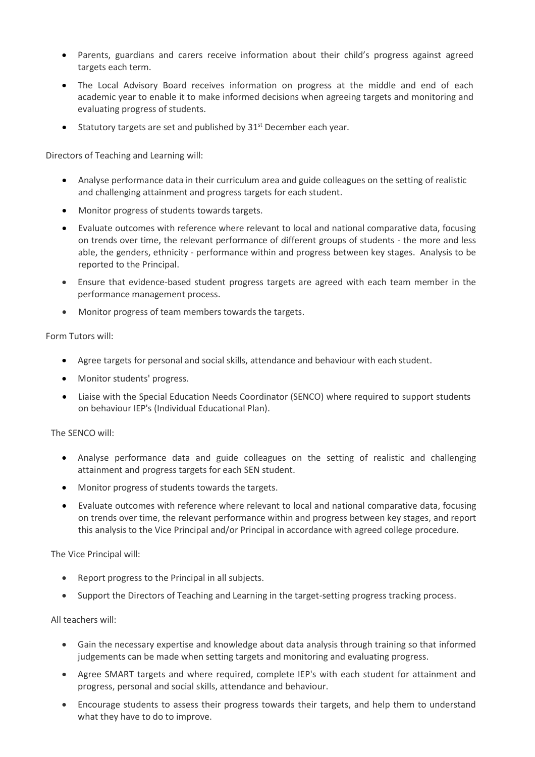- Parents, guardians and carers receive information about their child's progress against agreed targets each term.
- The Local Advisory Board receives information on progress at the middle and end of each academic year to enable it to make informed decisions when agreeing targets and monitoring and evaluating progress of students.
- Statutory targets are set and published by 31st December each year.

Directors of Teaching and Learning will:

- Analyse performance data in their curriculum area and guide colleagues on the setting of realistic and challenging attainment and progress targets for each student.
- Monitor progress of students towards targets.
- Evaluate outcomes with reference where relevant to local and national comparative data, focusing on trends over time, the relevant performance of different groups of students - the more and less able, the genders, ethnicity - performance within and progress between key stages. Analysis to be reported to the Principal.
- Ensure that evidence-based student progress targets are agreed with each team member in the performance management process.
- Monitor progress of team members towards the targets.

Form Tutors will:

- Agree targets for personal and social skills, attendance and behaviour with each student.
- Monitor students' progress.
- Liaise with the Special Education Needs Coordinator (SENCO) where required to support students on behaviour IEP's (Individual Educational Plan).

The SENCO will:

- Analyse performance data and guide colleagues on the setting of realistic and challenging attainment and progress targets for each SEN student.
- Monitor progress of students towards the targets.
- Evaluate outcomes with reference where relevant to local and national comparative data, focusing on trends over time, the relevant performance within and progress between key stages, and report this analysis to the Vice Principal and/or Principal in accordance with agreed college procedure.

The Vice Principal will:

- Report progress to the Principal in all subjects.
- Support the Directors of Teaching and Learning in the target-setting progress tracking process.

All teachers will:

- Gain the necessary expertise and knowledge about data analysis through training so that informed judgements can be made when setting targets and monitoring and evaluating progress.
- Agree SMART targets and where required, complete IEP's with each student for attainment and progress, personal and social skills, attendance and behaviour.
- Encourage students to assess their progress towards their targets, and help them to understand what they have to do to improve.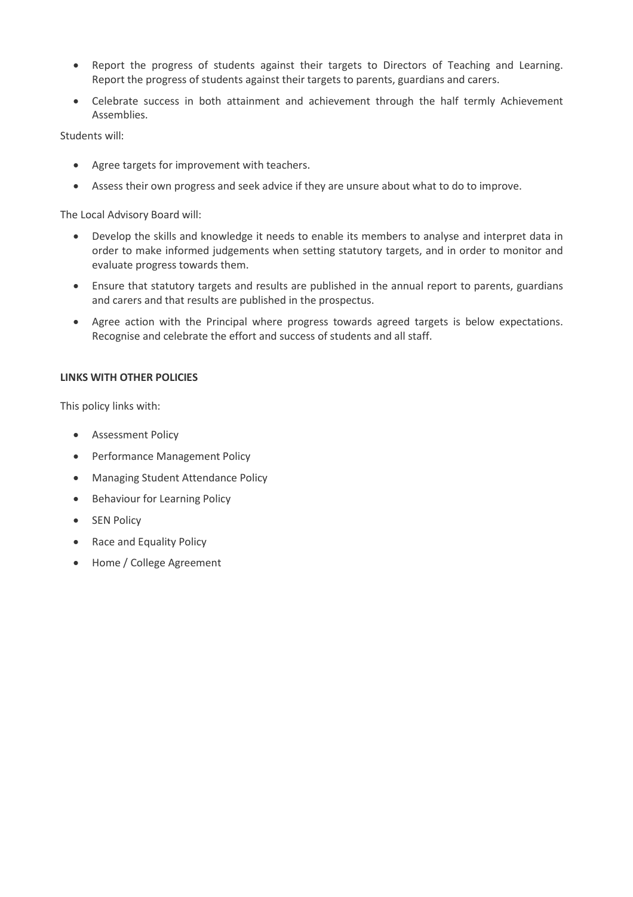- Report the progress of students against their targets to Directors of Teaching and Learning. Report the progress of students against their targets to parents, guardians and carers.
- Celebrate success in both attainment and achievement through the half termly Achievement Assemblies.

Students will:

- Agree targets for improvement with teachers.
- Assess their own progress and seek advice if they are unsure about what to do to improve.

The Local Advisory Board will:

- Develop the skills and knowledge it needs to enable its members to analyse and interpret data in order to make informed judgements when setting statutory targets, and in order to monitor and evaluate progress towards them.
- Ensure that statutory targets and results are published in the annual report to parents, guardians and carers and that results are published in the prospectus.
- Agree action with the Principal where progress towards agreed targets is below expectations. Recognise and celebrate the effort and success of students and all staff.

**LINKS WITH OTHER POLICIES**

This policy links with:

- Assessment Policy
- Performance Management Policy
- Managing Student Attendance Policy
- Behaviour for Learning Policy
- SEN Policy
- Race and Equality Policy
- Home / College Agreement